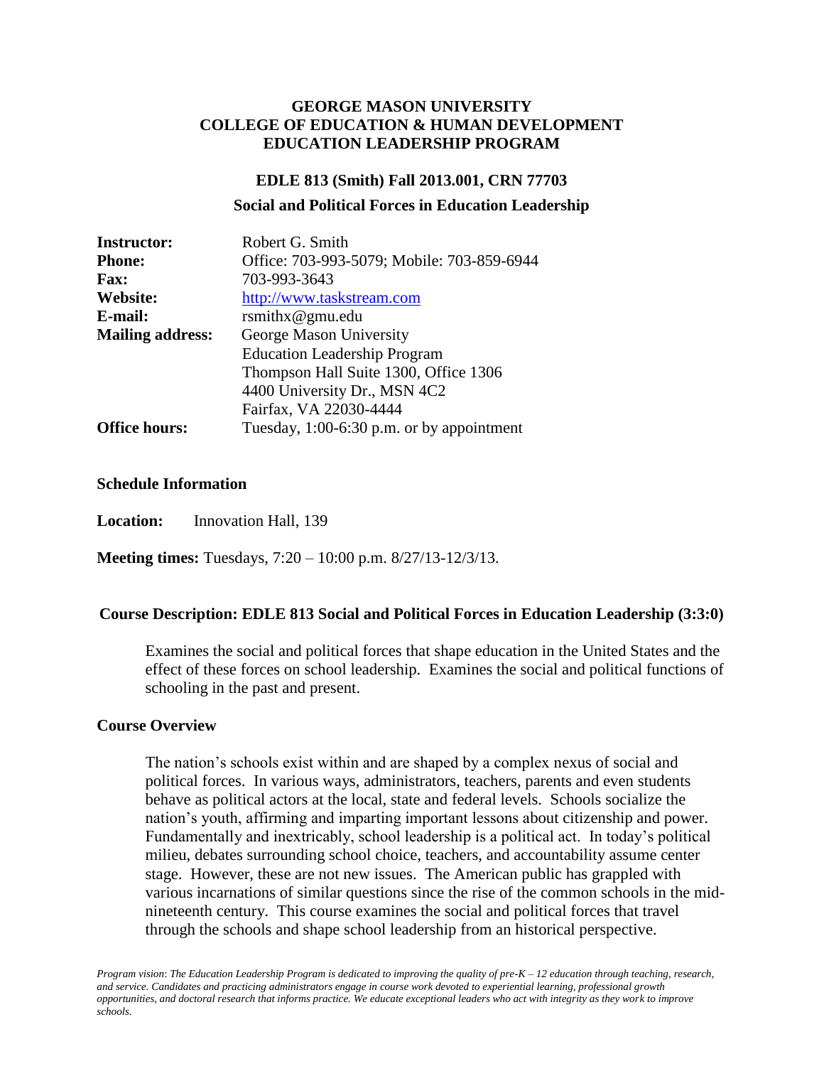# GEORGE MASON UNIVERSITY
# COLLEGE OF EDUCATION & HUMAN DEVELOPMENT
# EDUCATION LEADERSHIP PROGRAM

## EDLE 813 (Smith) Fall 2013.001, CRN 77703

## Social and Political Forces in Education Leadership

| | |
|---|---|
| **Instructor:** | Robert G. Smith |
| **Phone:** | Office: 703-993-5079; Mobile: 703-859-6944 |
| **Fax:** | 703-993-3643 |
| **Website:** | http://www.taskstream.com |
| **E-mail:** | rsmithx@gmu.edu |
| **Mailing address:** | George Mason University<br>Education Leadership Program<br>Thompson Hall Suite 1300, Office 1306<br>4400 University Dr., MSN 4C2<br>Fairfax, VA 22030-4444 |
| **Office hours:** | Tuesday, 1:00-6:30 p.m. or by appointment |

### Schedule Information

**Location:** Innovation Hall, 139

**Meeting times:** Tuesdays, 7:20 – 10:00 p.m. 8/27/13-12/3/13.

### Course Description: EDLE 813 Social and Political Forces in Education Leadership (3:3:0)

Examines the social and political forces that shape education in the United States and the effect of these forces on school leadership. Examines the social and political functions of schooling in the past and present.

### Course Overview

The nation's schools exist within and are shaped by a complex nexus of social and political forces. In various ways, administrators, teachers, parents and even students behave as political actors at the local, state and federal levels. Schools socialize the nation's youth, affirming and imparting important lessons about citizenship and power. Fundamentally and inextricably, school leadership is a political act. In today's political milieu, debates surrounding school choice, teachers, and accountability assume center stage. However, these are not new issues. The American public has grappled with various incarnations of similar questions since the rise of the common schools in the mid-nineteenth century. This course examines the social and political forces that travel through the schools and shape school leadership from an historical perspective.

*Program vision: The Education Leadership Program is dedicated to improving the quality of pre-K – 12 education through teaching, research, and service. Candidates and practicing administrators engage in course work devoted to experiential learning, professional growth opportunities, and doctoral research that informs practice. We educate exceptional leaders who act with integrity as they work to improve schools.*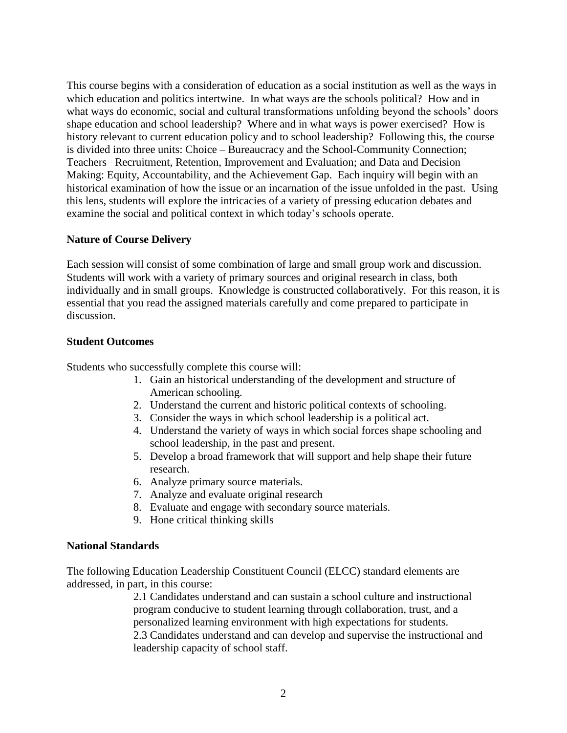This course begins with a consideration of education as a social institution as well as the ways in which education and politics intertwine. In what ways are the schools political? How and in what ways do economic, social and cultural transformations unfolding beyond the schools' doors shape education and school leadership? Where and in what ways is power exercised? How is history relevant to current education policy and to school leadership? Following this, the course is divided into three units: Choice – Bureaucracy and the School-Community Connection; Teachers –Recruitment, Retention, Improvement and Evaluation; and Data and Decision Making: Equity, Accountability, and the Achievement Gap. Each inquiry will begin with an historical examination of how the issue or an incarnation of the issue unfolded in the past. Using this lens, students will explore the intricacies of a variety of pressing education debates and examine the social and political context in which today's schools operate.

**Nature of Course Delivery**

Each session will consist of some combination of large and small group work and discussion. Students will work with a variety of primary sources and original research in class, both individually and in small groups. Knowledge is constructed collaboratively. For this reason, it is essential that you read the assigned materials carefully and come prepared to participate in discussion.

**Student Outcomes**

Students who successfully complete this course will:

1. Gain an historical understanding of the development and structure of American schooling.
2. Understand the current and historic political contexts of schooling.
3. Consider the ways in which school leadership is a political act.
4. Understand the variety of ways in which social forces shape schooling and school leadership, in the past and present.
5. Develop a broad framework that will support and help shape their future research.
6. Analyze primary source materials.
7. Analyze and evaluate original research
8. Evaluate and engage with secondary source materials.
9. Hone critical thinking skills

**National Standards**

The following Education Leadership Constituent Council (ELCC) standard elements are addressed, in part, in this course:

2.1 Candidates understand and can sustain a school culture and instructional program conducive to student learning through collaboration, trust, and a personalized learning environment with high expectations for students.

2.3 Candidates understand and can develop and supervise the instructional and leadership capacity of school staff.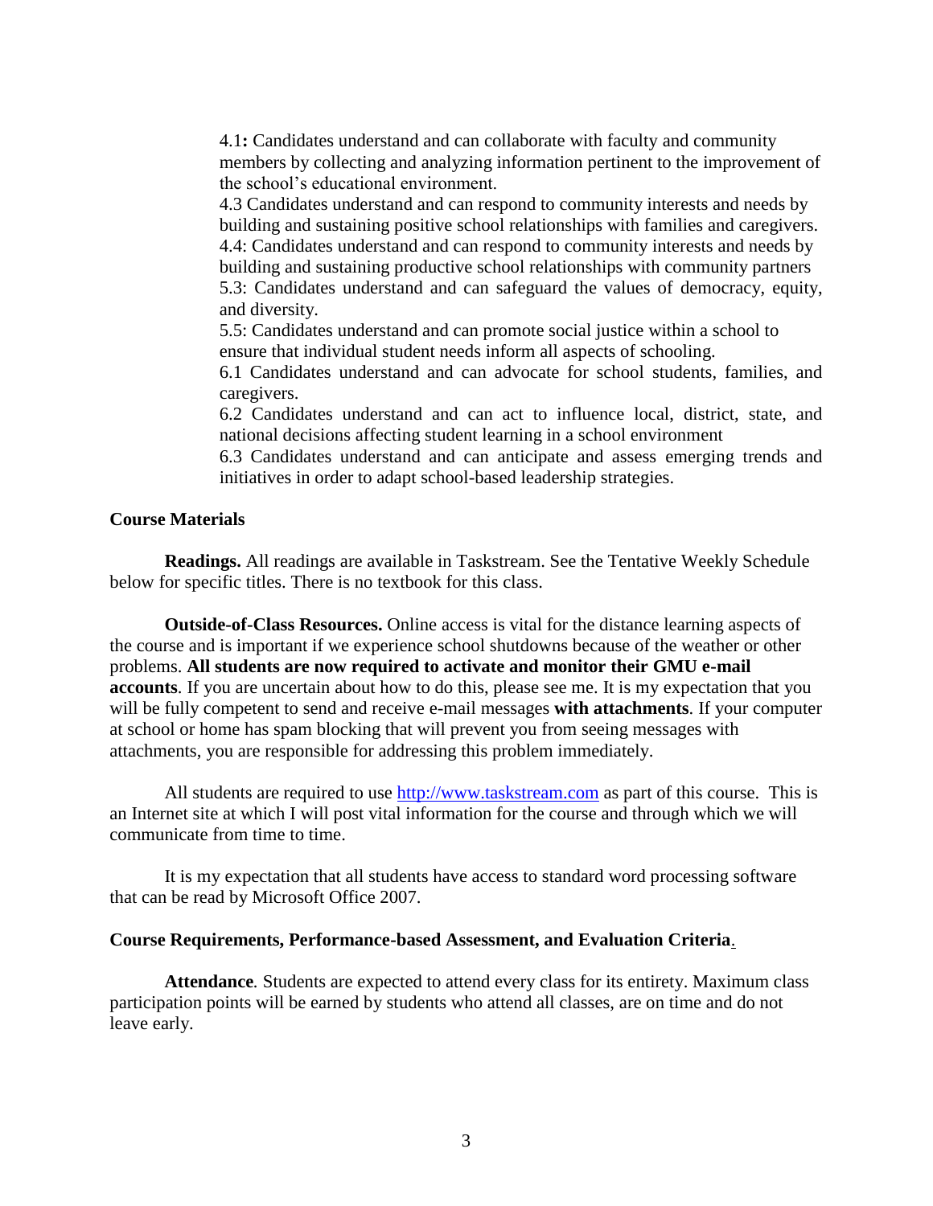4.1**:** Candidates understand and can collaborate with faculty and community members by collecting and analyzing information pertinent to the improvement of the school's educational environment.

4.3 Candidates understand and can respond to community interests and needs by building and sustaining positive school relationships with families and caregivers.

4.4: Candidates understand and can respond to community interests and needs by building and sustaining productive school relationships with community partners

5.3: Candidates understand and can safeguard the values of democracy, equity, and diversity.

5.5: Candidates understand and can promote social justice within a school to ensure that individual student needs inform all aspects of schooling.

6.1 Candidates understand and can advocate for school students, families, and caregivers.

6.2 Candidates understand and can act to influence local, district, state, and national decisions affecting student learning in a school environment

6.3 Candidates understand and can anticipate and assess emerging trends and initiatives in order to adapt school-based leadership strategies.

**Course Materials**

**Readings.** All readings are available in Taskstream. See the Tentative Weekly Schedule below for specific titles. There is no textbook for this class.

**Outside-of-Class Resources.** Online access is vital for the distance learning aspects of the course and is important if we experience school shutdowns because of the weather or other problems. **All students are now required to activate and monitor their GMU e-mail accounts**. If you are uncertain about how to do this, please see me. It is my expectation that you will be fully competent to send and receive e-mail messages **with attachments**. If your computer at school or home has spam blocking that will prevent you from seeing messages with attachments, you are responsible for addressing this problem immediately.

All students are required to use [http://www.taskstream.com](http://www.taskstream.com) as part of this course. This is an Internet site at which I will post vital information for the course and through which we will communicate from time to time.

It is my expectation that all students have access to standard word processing software that can be read by Microsoft Office 2007.

**Course Requirements, Performance-based Assessment, and Evaluation Criteria**.

**Attendance***.* Students are expected to attend every class for its entirety. Maximum class participation points will be earned by students who attend all classes, are on time and do not leave early.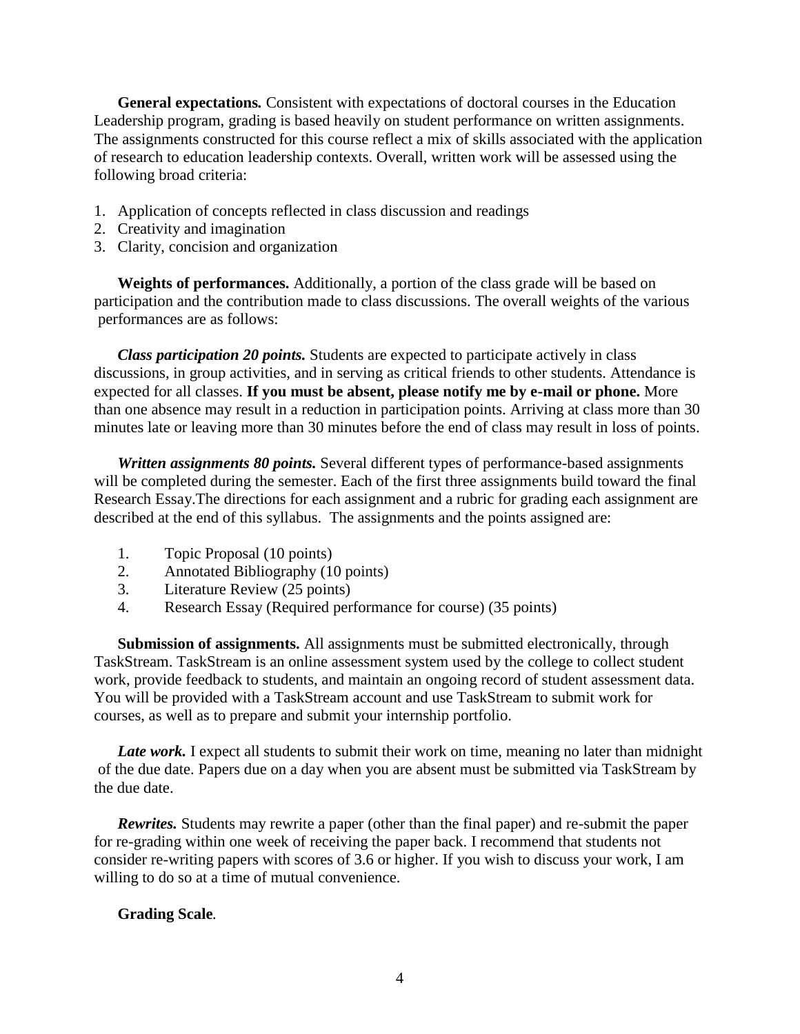**General expectations.** Consistent with expectations of doctoral courses in the Education Leadership program, grading is based heavily on student performance on written assignments. The assignments constructed for this course reflect a mix of skills associated with the application of research to education leadership contexts. Overall, written work will be assessed using the following broad criteria:

1. Application of concepts reflected in class discussion and readings
2. Creativity and imagination
3. Clarity, concision and organization

**Weights of performances.** Additionally, a portion of the class grade will be based on participation and the contribution made to class discussions. The overall weights of the various performances are as follows:

***Class participation 20 points.*** Students are expected to participate actively in class discussions, in group activities, and in serving as critical friends to other students. Attendance is expected for all classes. **If you must be absent, please notify me by e-mail or phone.** More than one absence may result in a reduction in participation points. Arriving at class more than 30 minutes late or leaving more than 30 minutes before the end of class may result in loss of points.

***Written assignments 80 points.*** Several different types of performance-based assignments will be completed during the semester. Each of the first three assignments build toward the final Research Essay.The directions for each assignment and a rubric for grading each assignment are described at the end of this syllabus. The assignments and the points assigned are:

1. Topic Proposal (10 points)
2. Annotated Bibliography (10 points)
3. Literature Review (25 points)
4. Research Essay (Required performance for course) (35 points)

**Submission of assignments.** All assignments must be submitted electronically, through TaskStream. TaskStream is an online assessment system used by the college to collect student work, provide feedback to students, and maintain an ongoing record of student assessment data. You will be provided with a TaskStream account and use TaskStream to submit work for courses, as well as to prepare and submit your internship portfolio.

***Late work.*** I expect all students to submit their work on time, meaning no later than midnight of the due date. Papers due on a day when you are absent must be submitted via TaskStream by the due date.

***Rewrites.*** Students may rewrite a paper (other than the final paper) and re-submit the paper for re-grading within one week of receiving the paper back. I recommend that students not consider re-writing papers with scores of 3.6 or higher. If you wish to discuss your work, I am willing to do so at a time of mutual convenience.

**Grading Scale**.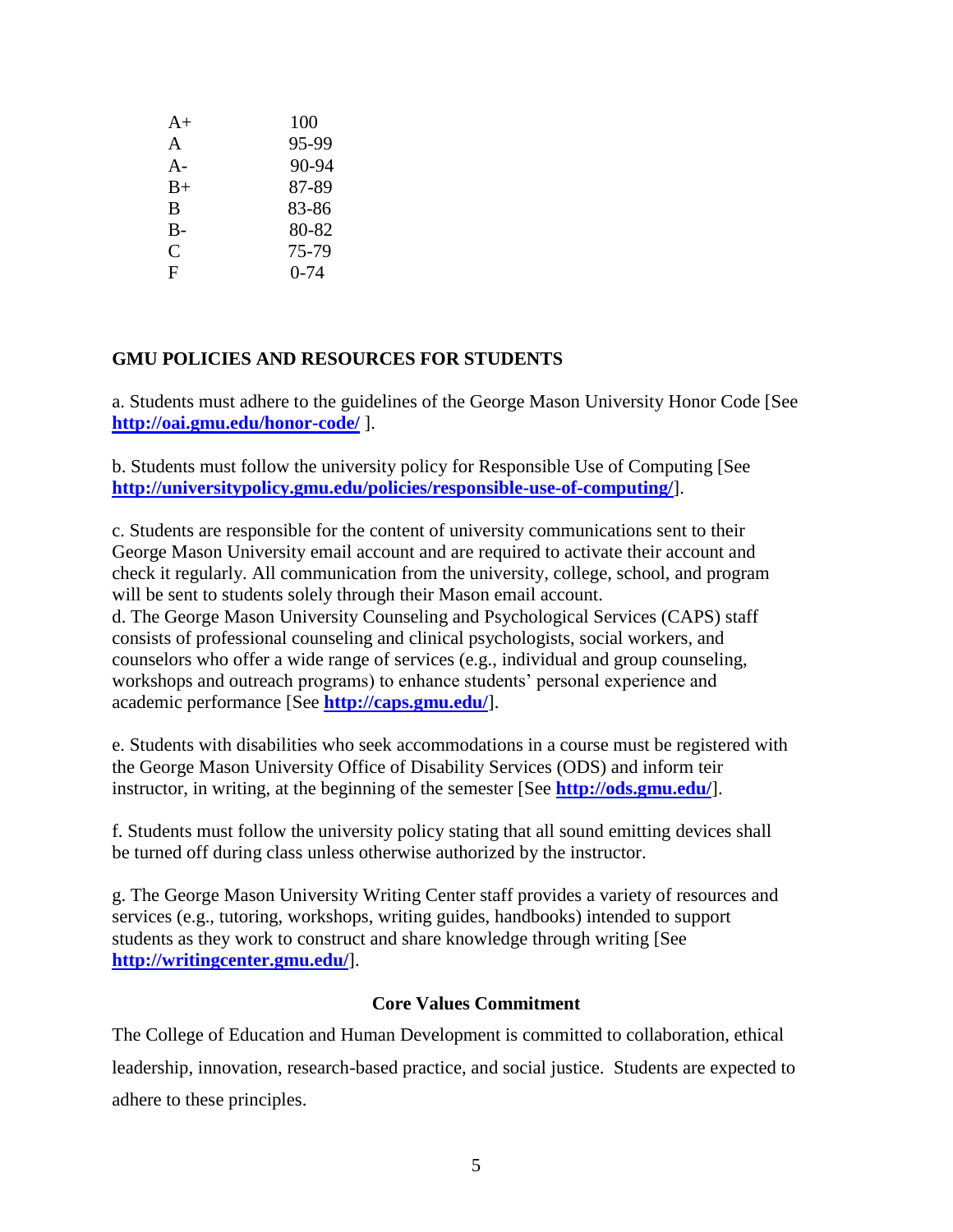| | |
|---|---|
| A+ | 100 |
| A | 95-99 |
| A- | 90-94 |
| B+ | 87-89 |
| B | 83-86 |
| B- | 80-82 |
| C | 75-79 |
| F | 0-74 |

**GMU POLICIES AND RESOURCES FOR STUDENTS**

a. Students must adhere to the guidelines of the George Mason University Honor Code [See **http://oai.gmu.edu/honor-code/** ].

b. Students must follow the university policy for Responsible Use of Computing [See **http://universitypolicy.gmu.edu/policies/responsible-use-of-computing/**].

c. Students are responsible for the content of university communications sent to their George Mason University email account and are required to activate their account and check it regularly. All communication from the university, college, school, and program will be sent to students solely through their Mason email account.

d. The George Mason University Counseling and Psychological Services (CAPS) staff consists of professional counseling and clinical psychologists, social workers, and counselors who offer a wide range of services (e.g., individual and group counseling, workshops and outreach programs) to enhance students' personal experience and academic performance [See **http://caps.gmu.edu/**].

e. Students with disabilities who seek accommodations in a course must be registered with the George Mason University Office of Disability Services (ODS) and inform teir instructor, in writing, at the beginning of the semester [See **http://ods.gmu.edu/**].

f. Students must follow the university policy stating that all sound emitting devices shall be turned off during class unless otherwise authorized by the instructor.

g. The George Mason University Writing Center staff provides a variety of resources and services (e.g., tutoring, workshops, writing guides, handbooks) intended to support students as they work to construct and share knowledge through writing [See **http://writingcenter.gmu.edu/**].

**Core Values Commitment**

The College of Education and Human Development is committed to collaboration, ethical leadership, innovation, research-based practice, and social justice. Students are expected to adhere to these principles.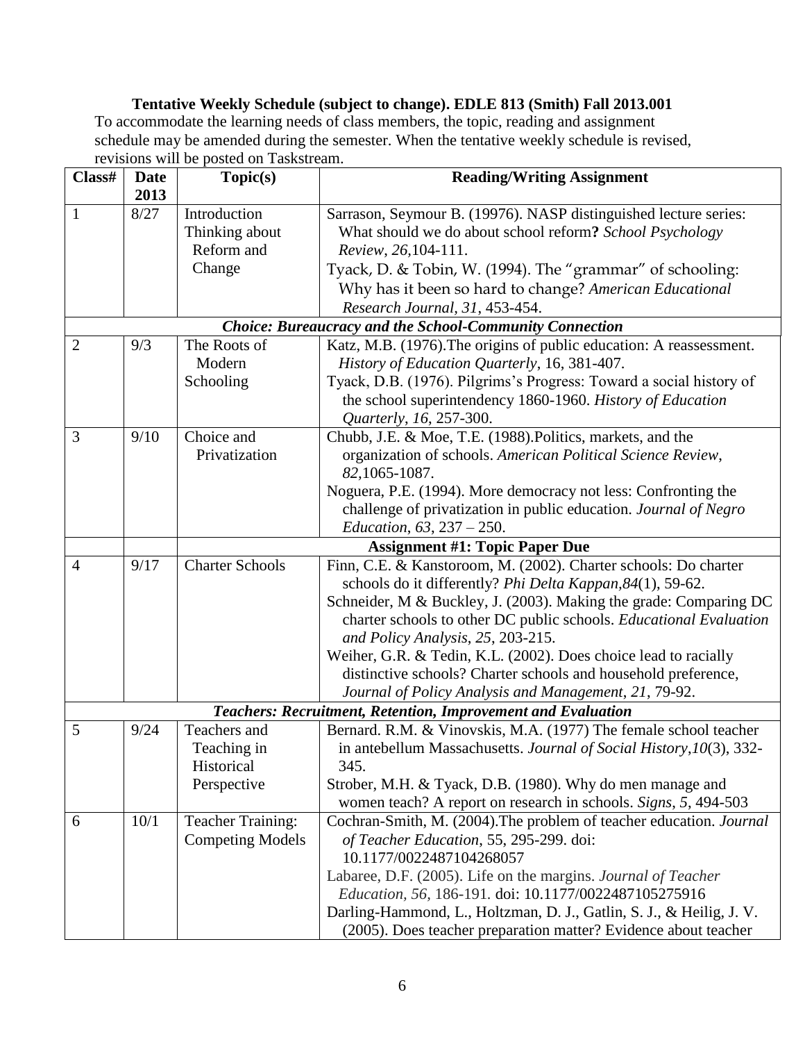**Tentative Weekly Schedule (subject to change). EDLE 813 (Smith) Fall 2013.001**

To accommodate the learning needs of class members, the topic, reading and assignment schedule may be amended during the semester. When the tentative weekly schedule is revised, revisions will be posted on Taskstream.

| Class# | Date 2013 | Topic(s) | Reading/Writing Assignment |
|---|---|---|---|
| 1 | 8/27 | Introduction Thinking about Reform and Change | Sarrason, Seymour B. (19976). NASP distinguished lecture series: What should we do about school reform**?** *School Psychology Review*, *26*,104-111.<br>Tyack, D. & Tobin, W. (1994). The "grammar" of schooling: Why has it been so hard to change? *American Educational Research Journal*, *31*, 453-454. |
| ***Choice: Bureaucracy and the School-Community Connection*** | | | |
| 2 | 9/3 | The Roots of Modern Schooling | Katz, M.B. (1976).The origins of public education: A reassessment. *History of Education Quarterly*, 16, 381-407.<br>Tyack, D.B. (1976). Pilgrims's Progress: Toward a social history of the school superintendency 1860-1960. *History of Education Quarterly*, *16*, 257-300. |
| 3 | 9/10 | Choice and Privatization | Chubb, J.E. & Moe, T.E. (1988).Politics, markets, and the organization of schools. *American Political Science Review*, *82*,1065-1087.<br>Noguera, P.E. (1994). More democracy not less: Confronting the challenge of privatization in public education. *Journal of Negro Education*, *63*, 237 – 250. |
| | | **Assignment #1: Topic Paper Due** | |
| 4 | 9/17 | Charter Schools | Finn, C.E. & Kanstoroom, M. (2002). Charter schools: Do charter schools do it differently? *Phi Delta Kappan,84*(1), 59-62.<br>Schneider, M & Buckley, J. (2003). Making the grade: Comparing DC charter schools to other DC public schools. *Educational Evaluation and Policy Analysis*, *25*, 203-215.<br>Weiher, G.R. & Tedin, K.L. (2002). Does choice lead to racially distinctive schools? Charter schools and household preference, *Journal of Policy Analysis and Management*, *21*, 79-92. |
| ***Teachers: Recruitment, Retention, Improvement and Evaluation*** | | | |
| 5 | 9/24 | Teachers and Teaching in Historical Perspective | Bernard. R.M. & Vinovskis, M.A. (1977) The female school teacher in antebellum Massachusetts. *Journal of Social History*,*10*(3), 332-345.<br>Strober, M.H. & Tyack, D.B. (1980). Why do men manage and women teach? A report on research in schools. *Signs*, *5*, 494-503 |
| 6 | 10/1 | Teacher Training: Competing Models | Cochran-Smith, M. (2004).The problem of teacher education. *Journal of Teacher Education*, 55, 295-299. doi: 10.1177/0022487104268057<br>Labaree, D.F. (2005). Life on the margins. *Journal of Teacher Education, 56,* 186-191*.* doi: 10.1177/0022487105275916<br>Darling-Hammond, L., Holtzman, D. J., Gatlin, S. J., & Heilig, J. V. (2005). Does teacher preparation matter? Evidence about teacher |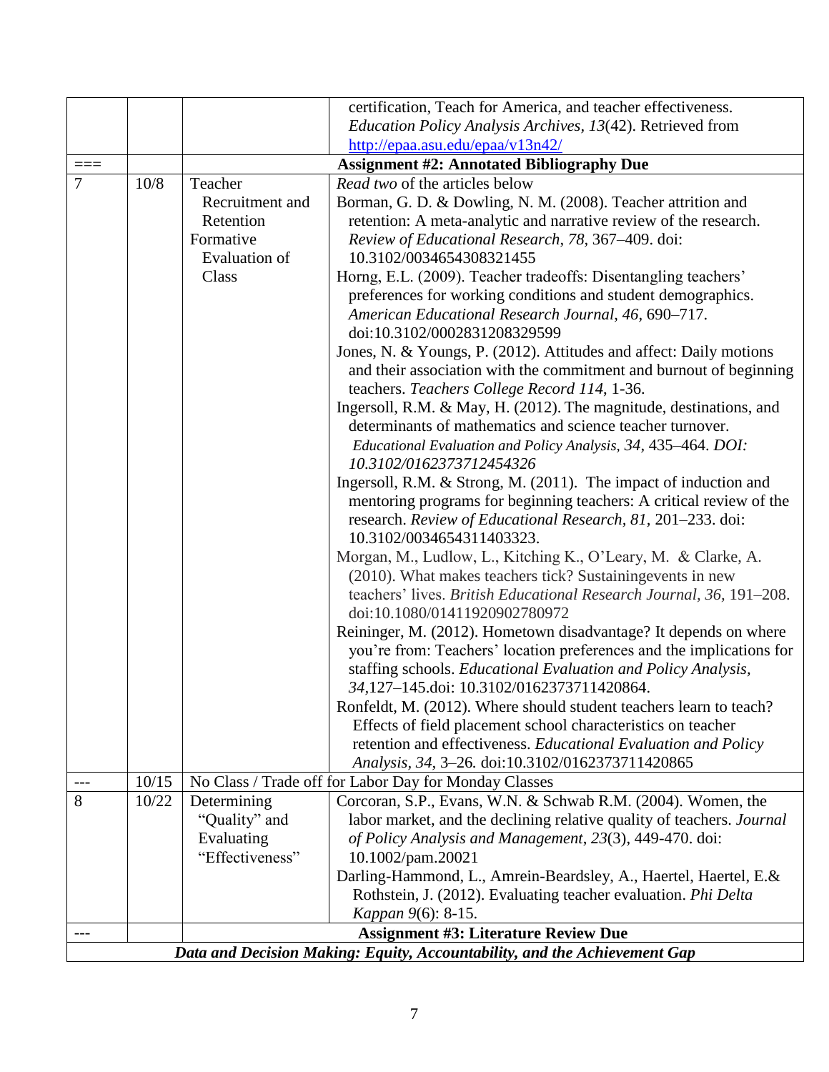| | | | |
|---|---|---|---|
| | | | certification, Teach for America, and teacher effectiveness. *Education Policy Analysis Archives, 13*(42). Retrieved from http://epaa.asu.edu/epaa/v13n42/ |
| === | | **Assignment #2: Annotated Bibliography Due** | |
| 7 | 10/8 | Teacher Recruitment and Retention<br>Formative Evaluation of Class | *Read two* of the articles below<br>Borman, G. D. & Dowling, N. M. (2008). Teacher attrition and retention: A meta-analytic and narrative review of the research. *Review of Educational Research, 78,* 367–409. doi: 10.3102/0034654308321455<br>Horng, E.L. (2009). Teacher tradeoffs: Disentangling teachers' preferences for working conditions and student demographics. *American Educational Research Journal*, *46,* 690–717. doi:10.3102/0002831208329599<br>Jones, N. & Youngs, P. (2012). Attitudes and affect: Daily motions and their association with the commitment and burnout of beginning teachers. *Teachers College Record 114*, 1-36.<br>Ingersoll, R.M. & May, H. (2012). The magnitude, destinations, and determinants of mathematics and science teacher turnover. *Educational Evaluation and Policy Analysis, 34,* 435–464. *DOI: 10.3102/0162373712454326*<br>Ingersoll, R.M. & Strong, M. (2011). The impact of induction and mentoring programs for beginning teachers: A critical review of the research. *Review of Educational Research, 81,* 201–233. doi: 10.3102/0034654311403323.<br>Morgan, M., Ludlow, L., Kitching K., O'Leary, M. & Clarke, A. (2010). What makes teachers tick? Sustainingevents in new teachers' lives. *British Educational Research Journal, 36,* 191–208. doi:10.1080/01411920902780972<br>Reininger, M. (2012). Hometown disadvantage? It depends on where you're from: Teachers' location preferences and the implications for staffing schools. *Educational Evaluation and Policy Analysis, 34,*127–145.doi: 10.3102/0162373711420864.<br>Ronfeldt, M. (2012). Where should student teachers learn to teach? Effects of field placement school characteristics on teacher retention and effectiveness. *Educational Evaluation and Policy Analysis, 34,* 3–26*.* doi:10.3102/0162373711420865 |
| --- | 10/15 | No Class / Trade off for Labor Day for Monday Classes | |
| 8 | 10/22 | Determining "Quality" and Evaluating "Effectiveness" | Corcoran, S.P., Evans, W.N. & Schwab R.M. (2004). Women, the labor market, and the declining relative quality of teachers. *Journal of Policy Analysis and Management*, *23*(3), 449-470. doi: 10.1002/pam.20021<br>Darling-Hammond, L., Amrein-Beardsley, A., Haertel, Haertel, E.& Rothstein, J. (2012). Evaluating teacher evaluation. *Phi Delta Kappan 9*(6): 8-15. |
| --- | | **Assignment #3: Literature Review Due** | |
| ***Data and Decision Making: Equity, Accountability, and the Achievement Gap*** | | | |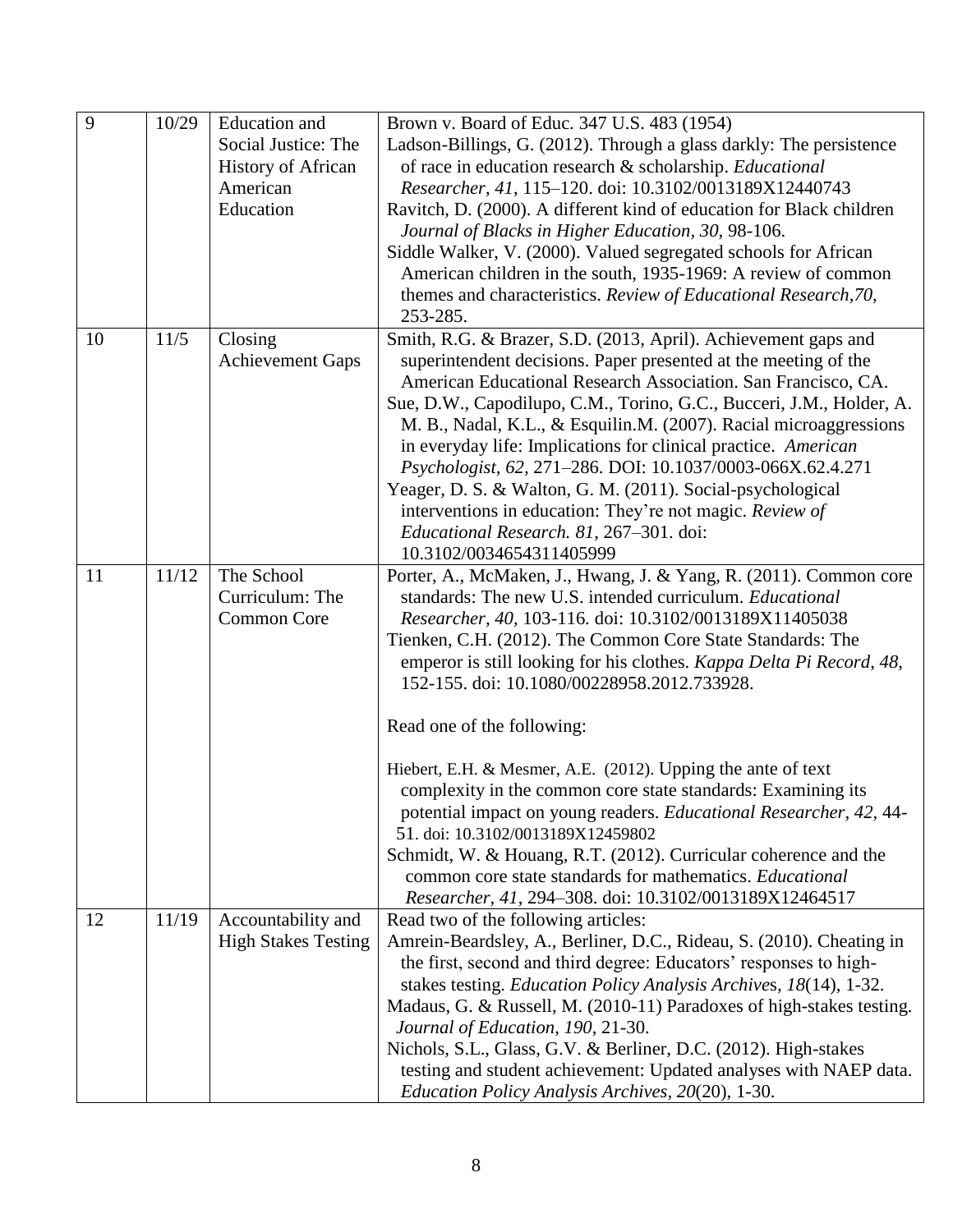| 9 | 10/29 | Education and Social Justice: The History of African American Education | Brown v. Board of Educ. 347 U.S. 483 (1954)<br>Ladson-Billings, G. (2012). Through a glass darkly: The persistence of race in education research & scholarship. *Educational Researcher*, *41*, 115–120. doi: 10.3102/0013189X12440743<br>Ravitch, D. (2000). A different kind of education for Black children *Journal of Blacks in Higher Education*, *30*, 98-106.<br>Siddle Walker, V. (2000). Valued segregated schools for African American children in the south, 1935-1969: A review of common themes and characteristics. *Review of Educational Research,70,* 253-285. |
|---|---|---|---|
| 10 | 11/5 | Closing Achievement Gaps | Smith, R.G. & Brazer, S.D. (2013, April). Achievement gaps and superintendent decisions. Paper presented at the meeting of the American Educational Research Association. San Francisco, CA.<br>Sue, D.W., Capodilupo, C.M., Torino, G.C., Bucceri, J.M., Holder, A. M. B., Nadal, K.L., & Esquilin.M. (2007). Racial microaggressions in everyday life: Implications for clinical practice. *American Psychologist, 62,* 271–286. DOI: 10.1037/0003-066X.62.4.271<br>Yeager, D. S. & Walton, G. M. (2011). Social-psychological interventions in education: They're not magic. *Review of Educational Research. 81*, 267–301. doi: 10.3102/0034654311405999 |
| 11 | 11/12 | The School Curriculum: The Common Core | Porter, A., McMaken, J., Hwang, J. & Yang, R. (2011). Common core standards: The new U.S. intended curriculum. *Educational Researcher, 40,* 103-116*.* doi: 10.3102/0013189X11405038<br>Tienken, C.H. (2012). The Common Core State Standards: The emperor is still looking for his clothes. *Kappa Delta Pi Record*, *48,* 152-155. doi: 10.1080/00228958.2012.733928.<br><br>Read one of the following:<br><br>Hiebert, E.H. & Mesmer, A.E. (2012). Upping the ante of text complexity in the common core state standards: Examining its potential impact on young readers. *Educational Researcher, 42*, 44-51. doi: 10.3102/0013189X12459802<br>Schmidt, W. & Houang, R.T. (2012). Curricular coherence and the common core state standards for mathematics. *Educational Researcher, 41*, 294–308. doi: 10.3102/0013189X12464517 |
| 12 | 11/19 | Accountability and High Stakes Testing | Read two of the following articles:<br>Amrein-Beardsley, A., Berliner, D.C., Rideau, S. (2010). Cheating in the first, second and third degree: Educators' responses to high-stakes testing. *Education Policy Analysis Archives*, *18*(14), 1-32.<br>Madaus, G. & Russell, M. (2010-11) Paradoxes of high-stakes testing. *Journal of Education*, *190*, 21-30.<br>Nichols, S.L., Glass, G.V. & Berliner, D.C. (2012). High-stakes testing and student achievement: Updated analyses with NAEP data. *Education Policy Analysis Archives, 20*(20), 1-30. |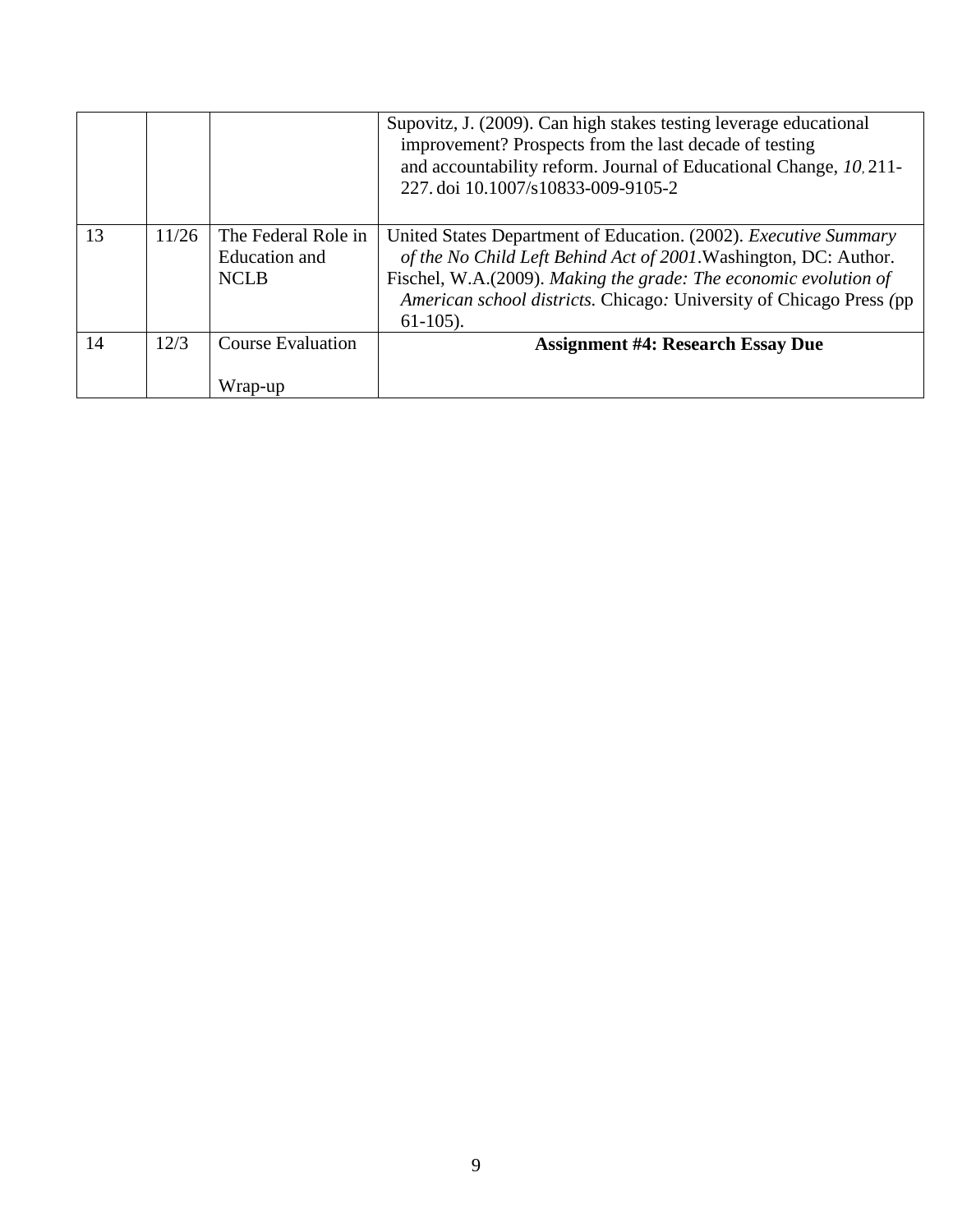| | | | |
|---|---|---|---|
| | | | Supovitz, J. (2009). Can high stakes testing leverage educational improvement? Prospects from the last decade of testing and accountability reform. Journal of Educational Change, *10*, 211-227. doi 10.1007/s10833-009-9105-2 |
| 13 | 11/26 | The Federal Role in Education and NCLB | United States Department of Education. (2002). *Executive Summary of the No Child Left Behind Act of 2001*.Washington, DC: Author. Fischel, W.A.(2009). *Making the grade: The economic evolution of American school districts.* Chicago: University of Chicago Press (pp 61-105). |
| 14 | 12/3 | Course Evaluation Wrap-up | **Assignment #4: Research Essay Due** |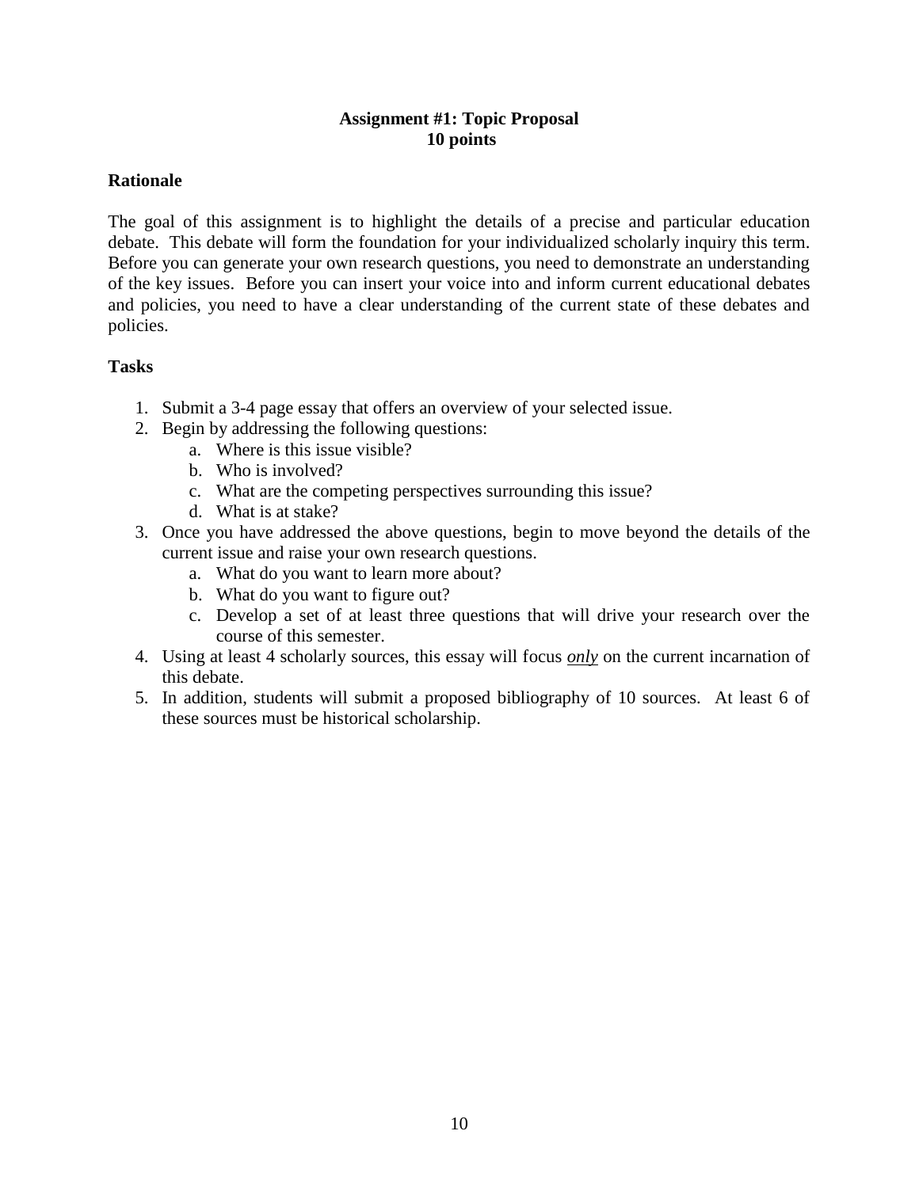**Assignment #1: Topic Proposal**
**10 points**

**Rationale**

The goal of this assignment is to highlight the details of a precise and particular education debate. This debate will form the foundation for your individualized scholarly inquiry this term. Before you can generate your own research questions, you need to demonstrate an understanding of the key issues. Before you can insert your voice into and inform current educational debates and policies, you need to have a clear understanding of the current state of these debates and policies.

**Tasks**

1. Submit a 3-4 page essay that offers an overview of your selected issue.
2. Begin by addressing the following questions:
   a. Where is this issue visible?
   b. Who is involved?
   c. What are the competing perspectives surrounding this issue?
   d. What is at stake?
3. Once you have addressed the above questions, begin to move beyond the details of the current issue and raise your own research questions.
   a. What do you want to learn more about?
   b. What do you want to figure out?
   c. Develop a set of at least three questions that will drive your research over the course of this semester.
4. Using at least 4 scholarly sources, this essay will focus <u>***only***</u> on the current incarnation of this debate.
5. In addition, students will submit a proposed bibliography of 10 sources. At least 6 of these sources must be historical scholarship.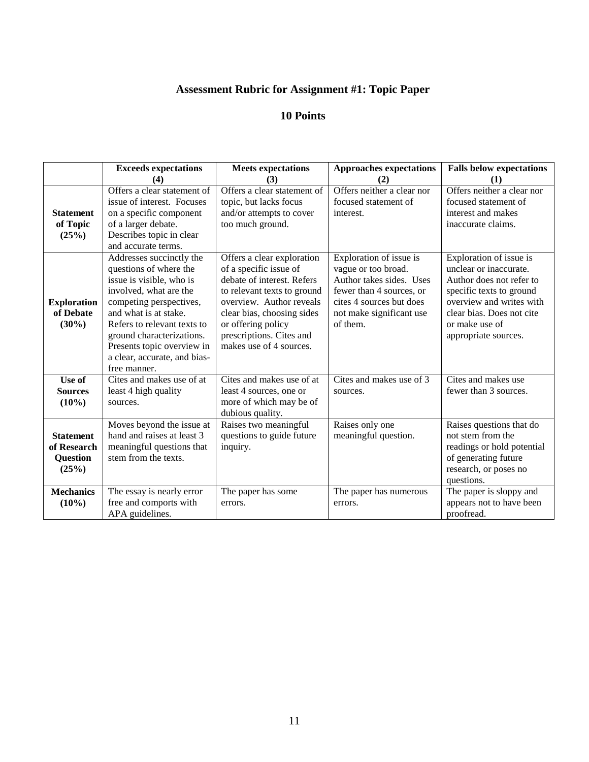# Assessment Rubric for Assignment #1: Topic Paper

## 10 Points

| | Exceeds expectations (4) | Meets expectations (3) | Approaches expectations (2) | Falls below expectations (1) |
|---|---|---|---|---|
| **Statement of Topic (25%)** | Offers a clear statement of issue of interest. Focuses on a specific component of a larger debate. Describes topic in clear and accurate terms. | Offers a clear statement of topic, but lacks focus and/or attempts to cover too much ground. | Offers neither a clear nor focused statement of interest. | Offers neither a clear nor focused statement of interest and makes inaccurate claims. |
| **Exploration of Debate (30%)** | Addresses succinctly the questions of where the issue is visible, who is involved, what are the competing perspectives, and what is at stake. Refers to relevant texts to ground characterizations. Presents topic overview in a clear, accurate, and bias-free manner. | Offers a clear exploration of a specific issue of debate of interest. Refers to relevant texts to ground overview. Author reveals clear bias, choosing sides or offering policy prescriptions. Cites and makes use of 4 sources. | Exploration of issue is vague or too broad. Author takes sides. Uses fewer than 4 sources, or cites 4 sources but does not make significant use of them. | Exploration of issue is unclear or inaccurate. Author does not refer to specific texts to ground overview and writes with clear bias. Does not cite or make use of appropriate sources. |
| **Use of Sources (10%)** | Cites and makes use of at least 4 high quality sources. | Cites and makes use of at least 4 sources, one or more of which may be of dubious quality. | Cites and makes use of 3 sources. | Cites and makes use fewer than 3 sources. |
| **Statement of Research Question (25%)** | Moves beyond the issue at hand and raises at least 3 meaningful questions that stem from the texts. | Raises two meaningful questions to guide future inquiry. | Raises only one meaningful question. | Raises questions that do not stem from the readings or hold potential of generating future research, or poses no questions. |
| **Mechanics (10%)** | The essay is nearly error free and comports with APA guidelines. | The paper has some errors. | The paper has numerous errors. | The paper is sloppy and appears not to have been proofread. |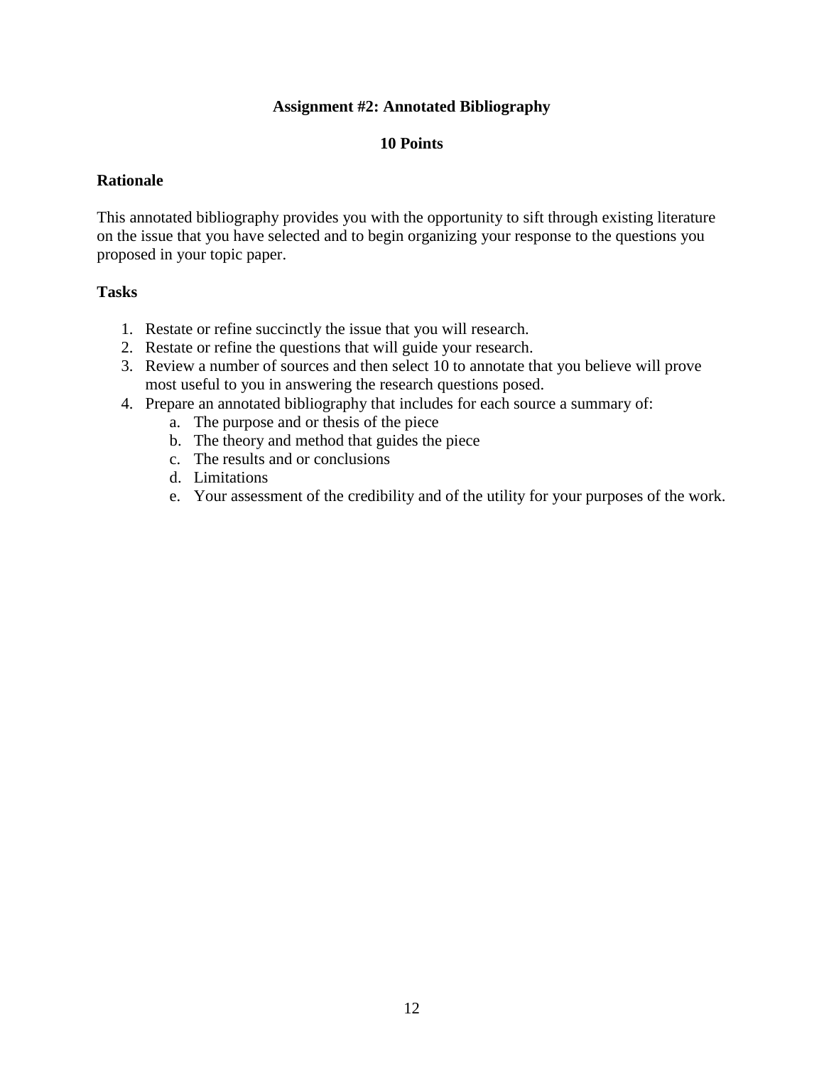## Assignment #2: Annotated Bibliography

**10 Points**

### Rationale

This annotated bibliography provides you with the opportunity to sift through existing literature on the issue that you have selected and to begin organizing your response to the questions you proposed in your topic paper.

### Tasks

1. Restate or refine succinctly the issue that you will research.
2. Restate or refine the questions that will guide your research.
3. Review a number of sources and then select 10 to annotate that you believe will prove most useful to you in answering the research questions posed.
4. Prepare an annotated bibliography that includes for each source a summary of:
    a. The purpose and or thesis of the piece
    b. The theory and method that guides the piece
    c. The results and or conclusions
    d. Limitations
    e. Your assessment of the credibility and of the utility for your purposes of the work.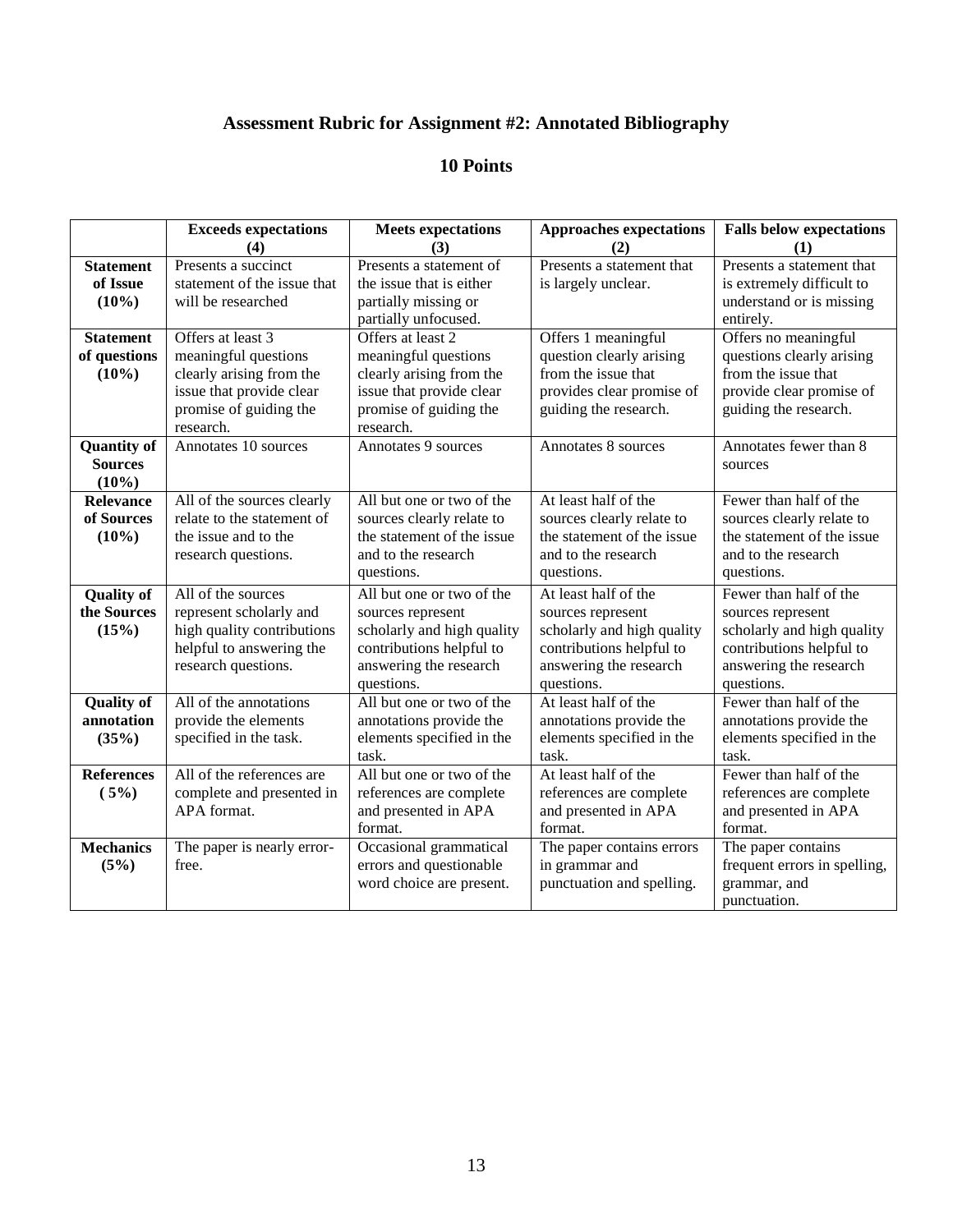# Assessment Rubric for Assignment #2: Annotated Bibliography

## 10 Points

| | Exceeds expectations (4) | Meets expectations (3) | Approaches expectations (2) | Falls below expectations (1) |
|---|---|---|---|---|
| **Statement of Issue (10%)** | Presents a succinct statement of the issue that will be researched | Presents a statement of the issue that is either partially missing or partially unfocused. | Presents a statement that is largely unclear. | Presents a statement that is extremely difficult to understand or is missing entirely. |
| **Statement of questions (10%)** | Offers at least 3 meaningful questions clearly arising from the issue that provide clear promise of guiding the research. | Offers at least 2 meaningful questions clearly arising from the issue that provide clear promise of guiding the research. | Offers 1 meaningful question clearly arising from the issue that provides clear promise of guiding the research. | Offers no meaningful questions clearly arising from the issue that provide clear promise of guiding the research. |
| **Quantity of Sources (10%)** | Annotates 10 sources | Annotates 9 sources | Annotates 8 sources | Annotates fewer than 8 sources |
| **Relevance of Sources (10%)** | All of the sources clearly relate to the statement of the issue and to the research questions. | All but one or two of the sources clearly relate to the statement of the issue and to the research questions. | At least half of the sources clearly relate to the statement of the issue and to the research questions. | Fewer than half of the sources clearly relate to the statement of the issue and to the research questions. |
| **Quality of the Sources (15%)** | All of the sources represent scholarly and high quality contributions helpful to answering the research questions. | All but one or two of the sources represent scholarly and high quality contributions helpful to answering the research questions. | At least half of the sources represent scholarly and high quality contributions helpful to answering the research questions. | Fewer than half of the sources represent scholarly and high quality contributions helpful to answering the research questions. |
| **Quality of annotation (35%)** | All of the annotations provide the elements specified in the task. | All but one or two of the annotations provide the elements specified in the task. | At least half of the annotations provide the elements specified in the task. | Fewer than half of the annotations provide the elements specified in the task. |
| **References ( 5%)** | All of the references are complete and presented in APA format. | All but one or two of the references are complete and presented in APA format. | At least half of the references are complete and presented in APA format. | Fewer than half of the references are complete and presented in APA format. |
| **Mechanics (5%)** | The paper is nearly error-free. | Occasional grammatical errors and questionable word choice are present. | The paper contains errors in grammar and punctuation and spelling. | The paper contains frequent errors in spelling, grammar, and punctuation. |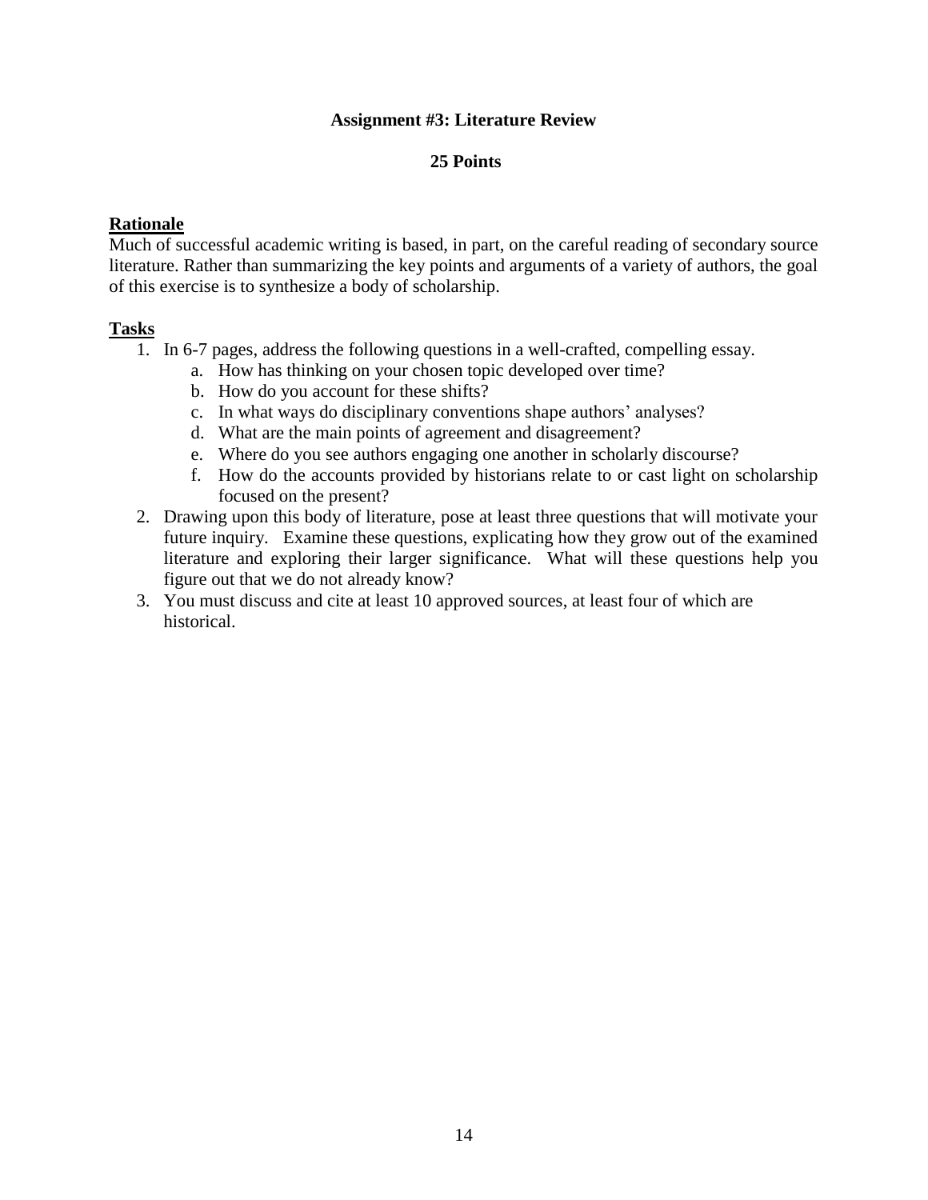**Assignment #3: Literature Review**

**25 Points**

**Rationale**

Much of successful academic writing is based, in part, on the careful reading of secondary source literature. Rather than summarizing the key points and arguments of a variety of authors, the goal of this exercise is to synthesize a body of scholarship.

**Tasks**

1. In 6-7 pages, address the following questions in a well-crafted, compelling essay.
   a. How has thinking on your chosen topic developed over time?
   b. How do you account for these shifts?
   c. In what ways do disciplinary conventions shape authors' analyses?
   d. What are the main points of agreement and disagreement?
   e. Where do you see authors engaging one another in scholarly discourse?
   f. How do the accounts provided by historians relate to or cast light on scholarship focused on the present?
2. Drawing upon this body of literature, pose at least three questions that will motivate your future inquiry. Examine these questions, explicating how they grow out of the examined literature and exploring their larger significance. What will these questions help you figure out that we do not already know?
3. You must discuss and cite at least 10 approved sources, at least four of which are historical.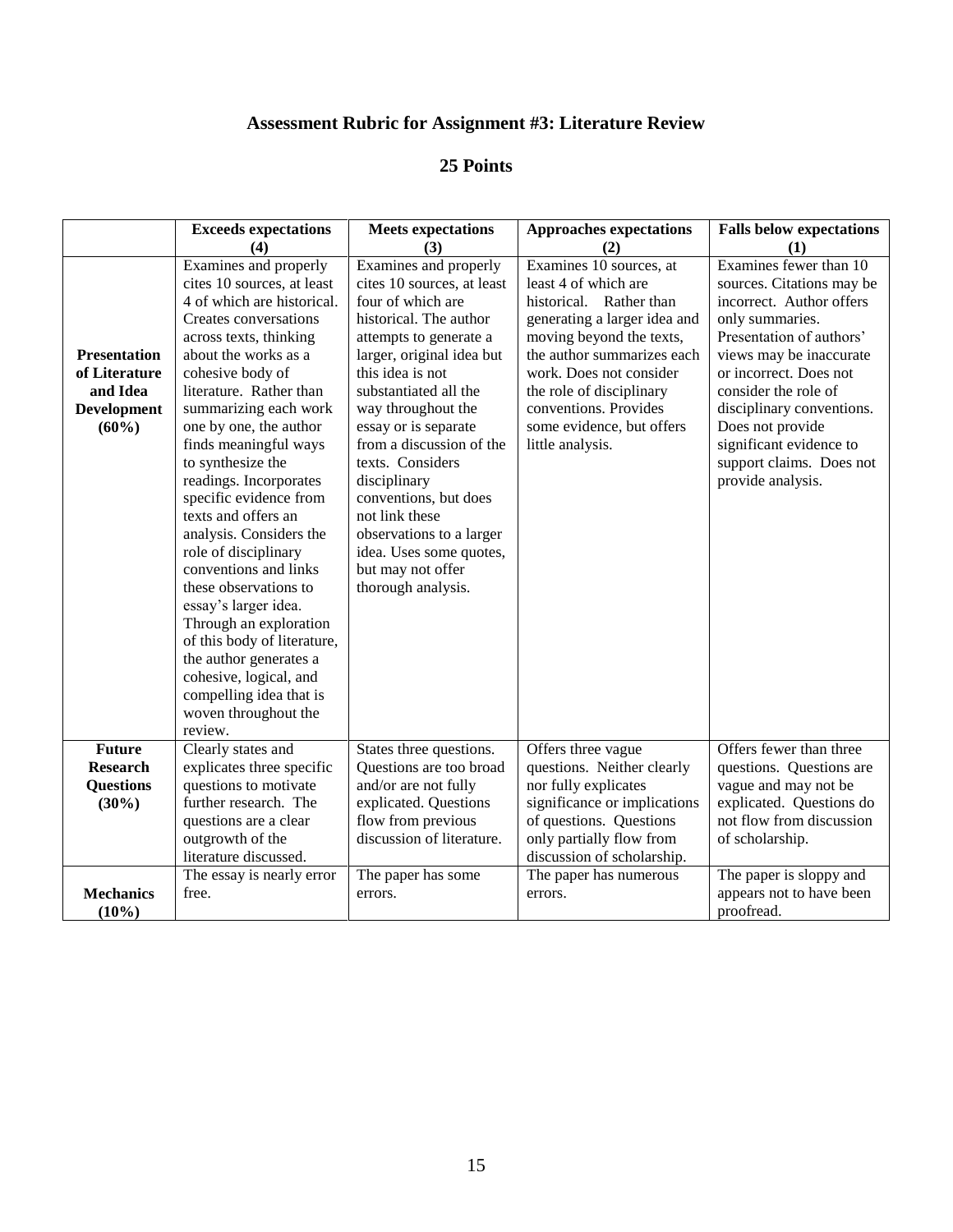# Assessment Rubric for Assignment #3: Literature Review

## 25 Points

| | Exceeds expectations (4) | Meets expectations (3) | Approaches expectations (2) | Falls below expectations (1) |
|---|---|---|---|---|
| **Presentation of Literature and Idea Development (60%)** | Examines and properly cites 10 sources, at least 4 of which are historical. Creates conversations across texts, thinking about the works as a cohesive body of literature. Rather than summarizing each work one by one, the author finds meaningful ways to synthesize the readings. Incorporates specific evidence from texts and offers an analysis. Considers the role of disciplinary conventions and links these observations to essay's larger idea. Through an exploration of this body of literature, the author generates a cohesive, logical, and compelling idea that is woven throughout the review. | Examines and properly cites 10 sources, at least four of which are historical. The author attempts to generate a larger, original idea but this idea is not substantiated all the way throughout the essay or is separate from a discussion of the texts. Considers disciplinary conventions, but does not link these observations to a larger idea. Uses some quotes, but may not offer thorough analysis. | Examines 10 sources, at least 4 of which are historical. Rather than generating a larger idea and moving beyond the texts, the author summarizes each work. Does not consider the role of disciplinary conventions. Provides some evidence, but offers little analysis. | Examines fewer than 10 sources. Citations may be incorrect. Author offers only summaries. Presentation of authors' views may be inaccurate or incorrect. Does not consider the role of disciplinary conventions. Does not provide significant evidence to support claims. Does not provide analysis. |
| **Future Research Questions (30%)** | Clearly states and explicates three specific questions to motivate further research. The questions are a clear outgrowth of the literature discussed. | States three questions. Questions are too broad and/or are not fully explicated. Questions flow from previous discussion of literature. | Offers three vague questions. Neither clearly nor fully explicates significance or implications of questions. Questions only partially flow from discussion of scholarship. | Offers fewer than three questions. Questions are vague and may not be explicated. Questions do not flow from discussion of scholarship. |
| **Mechanics (10%)** | The essay is nearly error free. | The paper has some errors. | The paper has numerous errors. | The paper is sloppy and appears not to have been proofread. |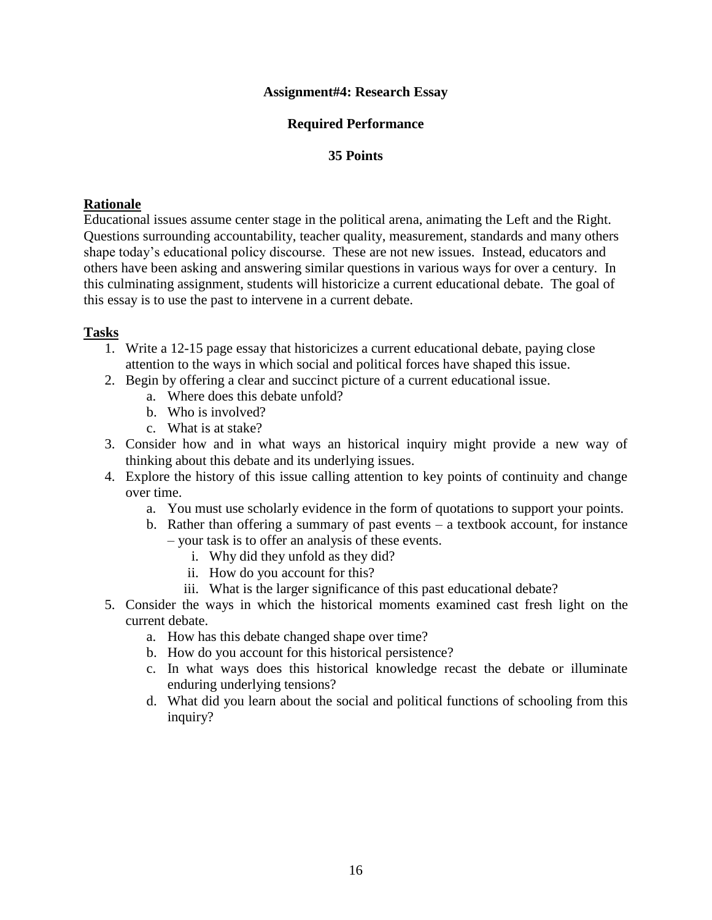**Assignment#4: Research Essay**

**Required Performance**

**35 Points**

**Rationale**

Educational issues assume center stage in the political arena, animating the Left and the Right. Questions surrounding accountability, teacher quality, measurement, standards and many others shape today's educational policy discourse. These are not new issues. Instead, educators and others have been asking and answering similar questions in various ways for over a century. In this culminating assignment, students will historicize a current educational debate. The goal of this essay is to use the past to intervene in a current debate.

**Tasks**

1. Write a 12-15 page essay that historicizes a current educational debate, paying close attention to the ways in which social and political forces have shaped this issue.
2. Begin by offering a clear and succinct picture of a current educational issue.
    a. Where does this debate unfold?
    b. Who is involved?
    c. What is at stake?
3. Consider how and in what ways an historical inquiry might provide a new way of thinking about this debate and its underlying issues.
4. Explore the history of this issue calling attention to key points of continuity and change over time.
    a. You must use scholarly evidence in the form of quotations to support your points.
    b. Rather than offering a summary of past events – a textbook account, for instance – your task is to offer an analysis of these events.
        i. Why did they unfold as they did?
        ii. How do you account for this?
        iii. What is the larger significance of this past educational debate?
5. Consider the ways in which the historical moments examined cast fresh light on the current debate.
    a. How has this debate changed shape over time?
    b. How do you account for this historical persistence?
    c. In what ways does this historical knowledge recast the debate or illuminate enduring underlying tensions?
    d. What did you learn about the social and political functions of schooling from this inquiry?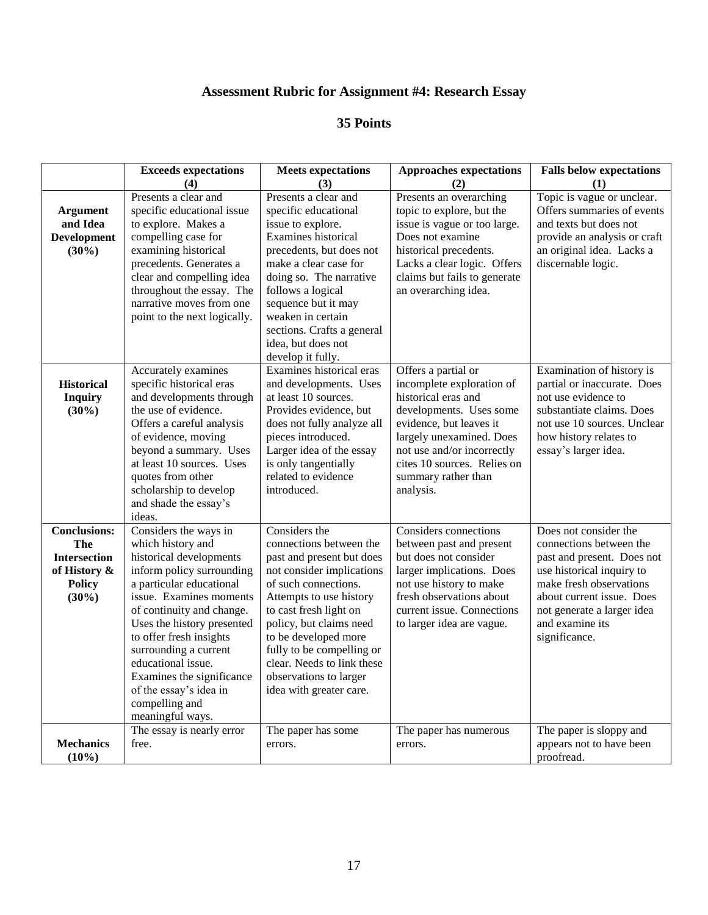# Assessment Rubric for Assignment #4: Research Essay

## 35 Points

| | Exceeds expectations (4) | Meets expectations (3) | Approaches expectations (2) | Falls below expectations (1) |
|---|---|---|---|---|
| **Argument and Idea Development (30%)** | Presents a clear and specific educational issue to explore. Makes a compelling case for examining historical precedents. Generates a clear and compelling idea throughout the essay. The narrative moves from one point to the next logically. | Presents a clear and specific educational issue to explore. Examines historical precedents, but does not make a clear case for doing so. The narrative follows a logical sequence but it may weaken in certain sections. Crafts a general idea, but does not develop it fully. | Presents an overarching topic to explore, but the issue is vague or too large. Does not examine historical precedents. Lacks a clear logic. Offers claims but fails to generate an overarching idea. | Topic is vague or unclear. Offers summaries of events and texts but does not provide an analysis or craft an original idea. Lacks a discernable logic. |
| **Historical Inquiry (30%)** | Accurately examines specific historical eras and developments through the use of evidence. Offers a careful analysis of evidence, moving beyond a summary. Uses at least 10 sources. Uses quotes from other scholarship to develop and shade the essay's ideas. | Examines historical eras and developments. Uses at least 10 sources. Provides evidence, but does not fully analyze all pieces introduced. Larger idea of the essay is only tangentially related to evidence introduced. | Offers a partial or incomplete exploration of historical eras and developments. Uses some evidence, but leaves it largely unexamined. Does not use and/or incorrectly cites 10 sources. Relies on summary rather than analysis. | Examination of history is partial or inaccurate. Does not use evidence to substantiate claims. Does not use 10 sources. Unclear how history relates to essay's larger idea. |
| **Conclusions: The Intersection of History & Policy (30%)** | Considers the ways in which history and historical developments inform policy surrounding a particular educational issue. Examines moments of continuity and change. Uses the history presented to offer fresh insights surrounding a current educational issue. Examines the significance of the essay's idea in compelling and meaningful ways. | Considers the connections between the past and present but does not consider implications of such connections. Attempts to use history to cast fresh light on policy, but claims need to be developed more fully to be compelling or clear. Needs to link these observations to larger idea with greater care. | Considers connections between past and present but does not consider larger implications. Does not use history to make fresh observations about current issue. Connections to larger idea are vague. | Does not consider the connections between the past and present. Does not use historical inquiry to make fresh observations about current issue. Does not generate a larger idea and examine its significance. |
| **Mechanics (10%)** | The essay is nearly error free. | The paper has some errors. | The paper has numerous errors. | The paper is sloppy and appears not to have been proofread. |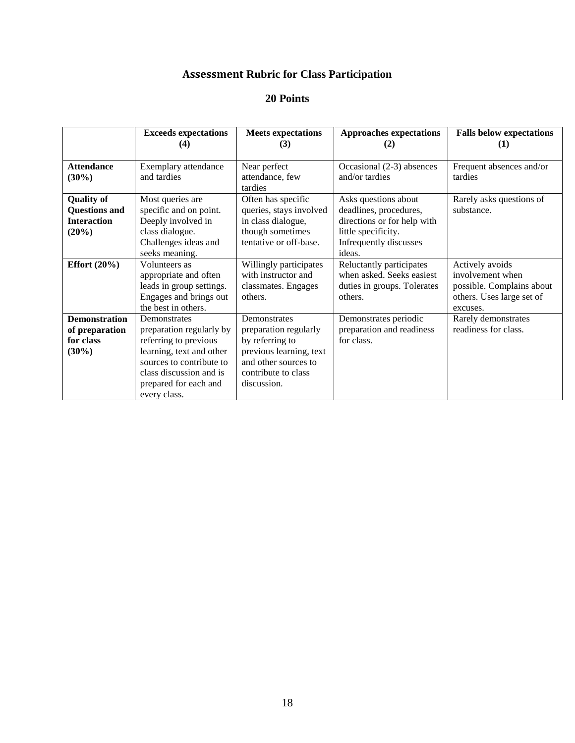# Assessment Rubric for Class Participation

## 20 Points

| | Exceeds expectations (4) | Meets expectations (3) | Approaches expectations (2) | Falls below expectations (1) |
|---|---|---|---|---|
| **Attendance (30%)** | Exemplary attendance and tardies | Near perfect attendance, few tardies | Occasional (2-3) absences and/or tardies | Frequent absences and/or tardies |
| **Quality of Questions and Interaction (20%)** | Most queries are specific and on point. Deeply involved in class dialogue. Challenges ideas and seeks meaning. | Often has specific queries, stays involved in class dialogue, though sometimes tentative or off-base. | Asks questions about deadlines, procedures, directions or for help with little specificity. Infrequently discusses ideas. | Rarely asks questions of substance. |
| **Effort (20%)** | Volunteers as appropriate and often leads in group settings. Engages and brings out the best in others. | Willingly participates with instructor and classmates. Engages others. | Reluctantly participates when asked. Seeks easiest duties in groups. Tolerates others. | Actively avoids involvement when possible. Complains about others. Uses large set of excuses. |
| **Demonstration of preparation for class (30%)** | Demonstrates preparation regularly by referring to previous learning, text and other sources to contribute to class discussion and is prepared for each and every class. | Demonstrates preparation regularly by referring to previous learning, text and other sources to contribute to class discussion. | Demonstrates periodic preparation and readiness for class. | Rarely demonstrates readiness for class. |